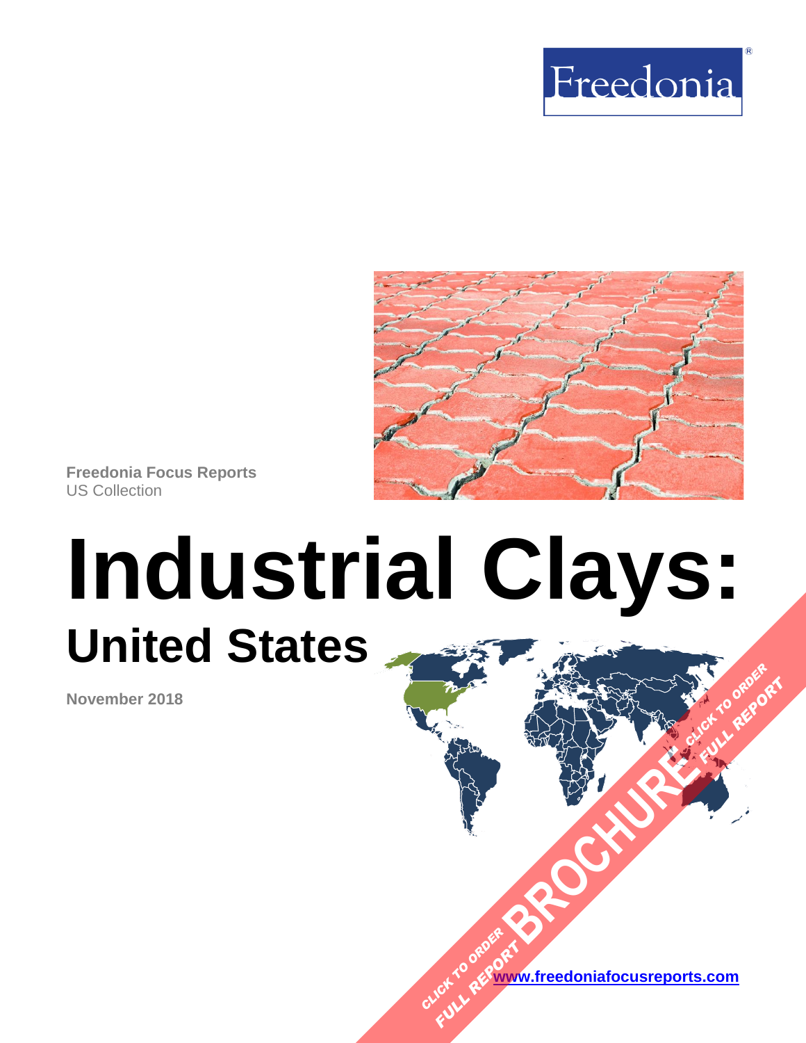Freedonia

Freedonia Focus Reports
US Collection

# Industrial Clays:
## United States

November 2018

CLICK TO ORDER FULL REPORT BROCHURE

www.freedoniafocusreports.com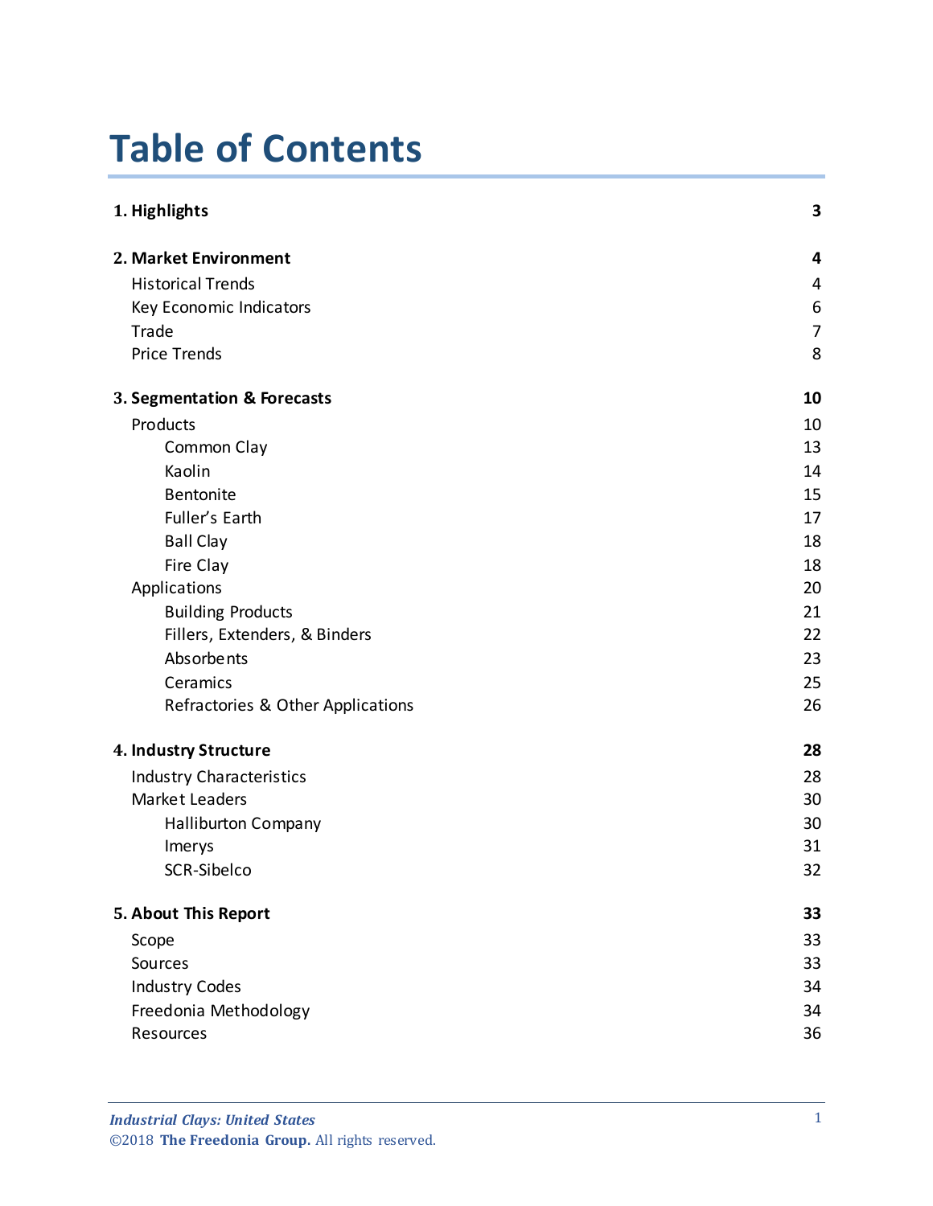# Table of Contents

| | |
|---|---|
| **1. Highlights** | **3** |
| **2. Market Environment** | **4** |
| Historical Trends | 4 |
| Key Economic Indicators | 6 |
| Trade | 7 |
| Price Trends | 8 |
| **3. Segmentation & Forecasts** | **10** |
| Products | 10 |
| Common Clay | 13 |
| Kaolin | 14 |
| Bentonite | 15 |
| Fuller's Earth | 17 |
| Ball Clay | 18 |
| Fire Clay | 18 |
| Applications | 20 |
| Building Products | 21 |
| Fillers, Extenders, & Binders | 22 |
| Absorbents | 23 |
| Ceramics | 25 |
| Refractories & Other Applications | 26 |
| **4. Industry Structure** | **28** |
| Industry Characteristics | 28 |
| Market Leaders | 30 |
| Halliburton Company | 30 |
| Imerys | 31 |
| SCR-Sibelco | 32 |
| **5. About This Report** | **33** |
| Scope | 33 |
| Sources | 33 |
| Industry Codes | 34 |
| Freedonia Methodology | 34 |
| Resources | 36 |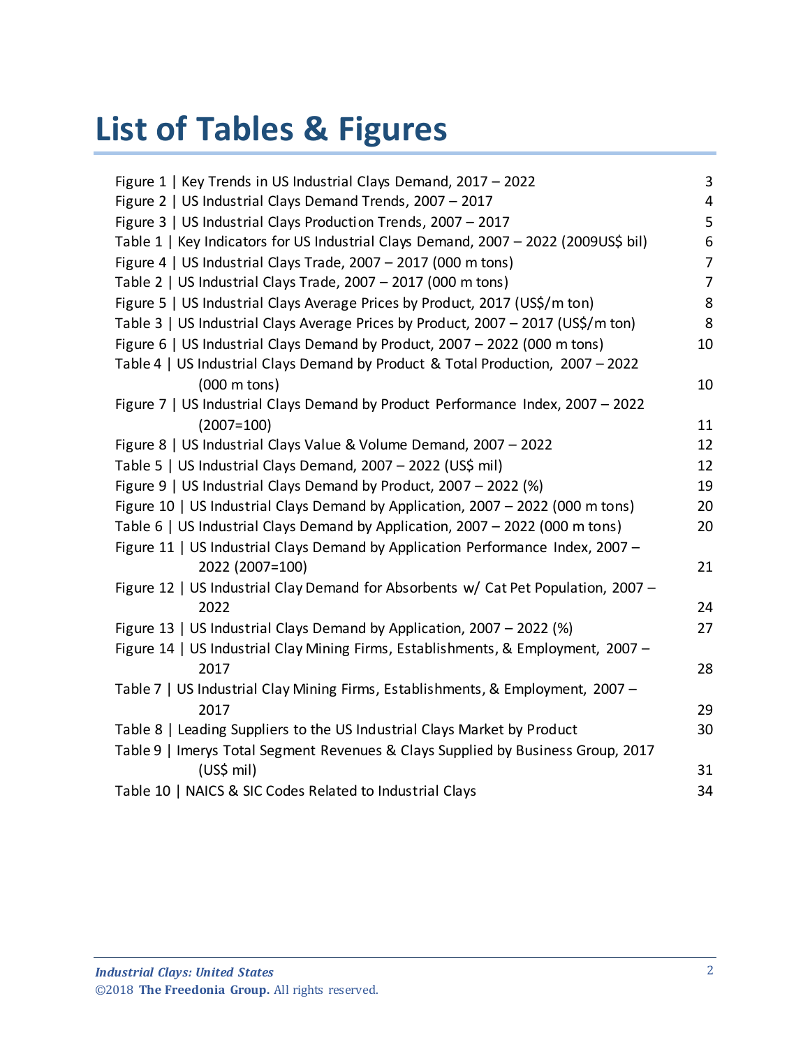# List of Tables & Figures

| | |
|---|---|
| Figure 1 \| Key Trends in US Industrial Clays Demand, 2017 – 2022 | 3 |
| Figure 2 \| US Industrial Clays Demand Trends, 2007 – 2017 | 4 |
| Figure 3 \| US Industrial Clays Production Trends, 2007 – 2017 | 5 |
| Table 1 \| Key Indicators for US Industrial Clays Demand, 2007 – 2022 (2009US$ bil) | 6 |
| Figure 4 \| US Industrial Clays Trade, 2007 – 2017 (000 m tons) | 7 |
| Table 2 \| US Industrial Clays Trade, 2007 – 2017 (000 m tons) | 7 |
| Figure 5 \| US Industrial Clays Average Prices by Product, 2017 (US$/m ton) | 8 |
| Table 3 \| US Industrial Clays Average Prices by Product, 2007 – 2017 (US$/m ton) | 8 |
| Figure 6 \| US Industrial Clays Demand by Product, 2007 – 2022 (000 m tons) | 10 |
| Table 4 \| US Industrial Clays Demand by Product & Total Production, 2007 – 2022 (000 m tons) | 10 |
| Figure 7 \| US Industrial Clays Demand by Product Performance Index, 2007 – 2022 (2007=100) | 11 |
| Figure 8 \| US Industrial Clays Value & Volume Demand, 2007 – 2022 | 12 |
| Table 5 \| US Industrial Clays Demand, 2007 – 2022 (US$ mil) | 12 |
| Figure 9 \| US Industrial Clays Demand by Product, 2007 – 2022 (%) | 19 |
| Figure 10 \| US Industrial Clays Demand by Application, 2007 – 2022 (000 m tons) | 20 |
| Table 6 \| US Industrial Clays Demand by Application, 2007 – 2022 (000 m tons) | 20 |
| Figure 11 \| US Industrial Clays Demand by Application Performance Index, 2007 – 2022 (2007=100) | 21 |
| Figure 12 \| US Industrial Clay Demand for Absorbents w/ Cat Pet Population, 2007 – 2022 | 24 |
| Figure 13 \| US Industrial Clays Demand by Application, 2007 – 2022 (%) | 27 |
| Figure 14 \| US Industrial Clay Mining Firms, Establishments, & Employment, 2007 – 2017 | 28 |
| Table 7 \| US Industrial Clay Mining Firms, Establishments, & Employment, 2007 – 2017 | 29 |
| Table 8 \| Leading Suppliers to the US Industrial Clays Market by Product | 30 |
| Table 9 \| Imerys Total Segment Revenues & Clays Supplied by Business Group, 2017 (US$ mil) | 31 |
| Table 10 \| NAICS & SIC Codes Related to Industrial Clays | 34 |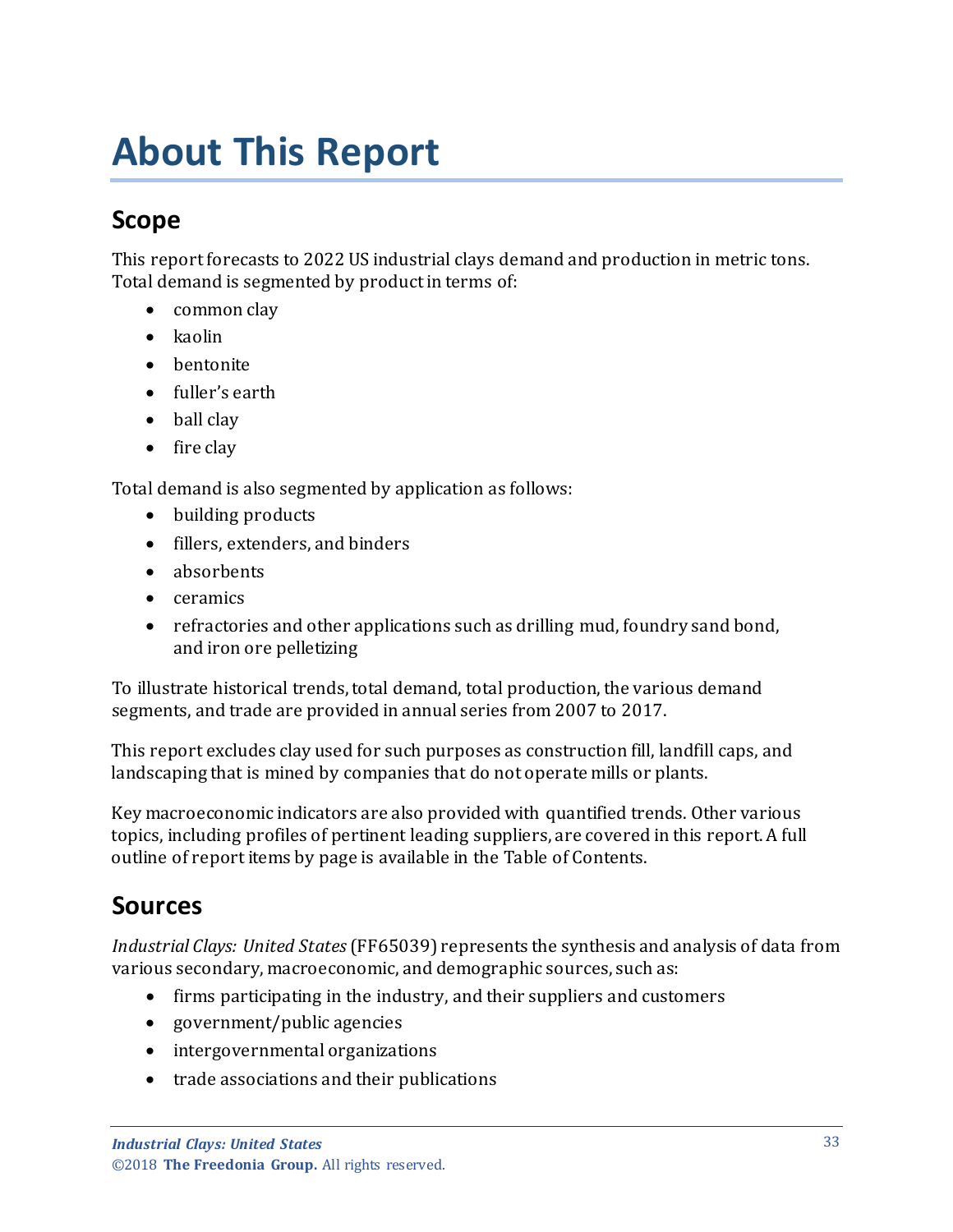# About This Report

## Scope

This report forecasts to 2022 US industrial clays demand and production in metric tons. Total demand is segmented by product in terms of:

- common clay
- kaolin
- bentonite
- fuller's earth
- ball clay
- fire clay

Total demand is also segmented by application as follows:

- building products
- fillers, extenders, and binders
- absorbents
- ceramics
- refractories and other applications such as drilling mud, foundry sand bond, and iron ore pelletizing

To illustrate historical trends, total demand, total production, the various demand segments, and trade are provided in annual series from 2007 to 2017.

This report excludes clay used for such purposes as construction fill, landfill caps, and landscaping that is mined by companies that do not operate mills or plants.

Key macroeconomic indicators are also provided with quantified trends. Other various topics, including profiles of pertinent leading suppliers, are covered in this report. A full outline of report items by page is available in the Table of Contents.

## Sources

*Industrial Clays: United States* (FF65039) represents the synthesis and analysis of data from various secondary, macroeconomic, and demographic sources, such as:

- firms participating in the industry, and their suppliers and customers
- government/public agencies
- intergovernmental organizations
- trade associations and their publications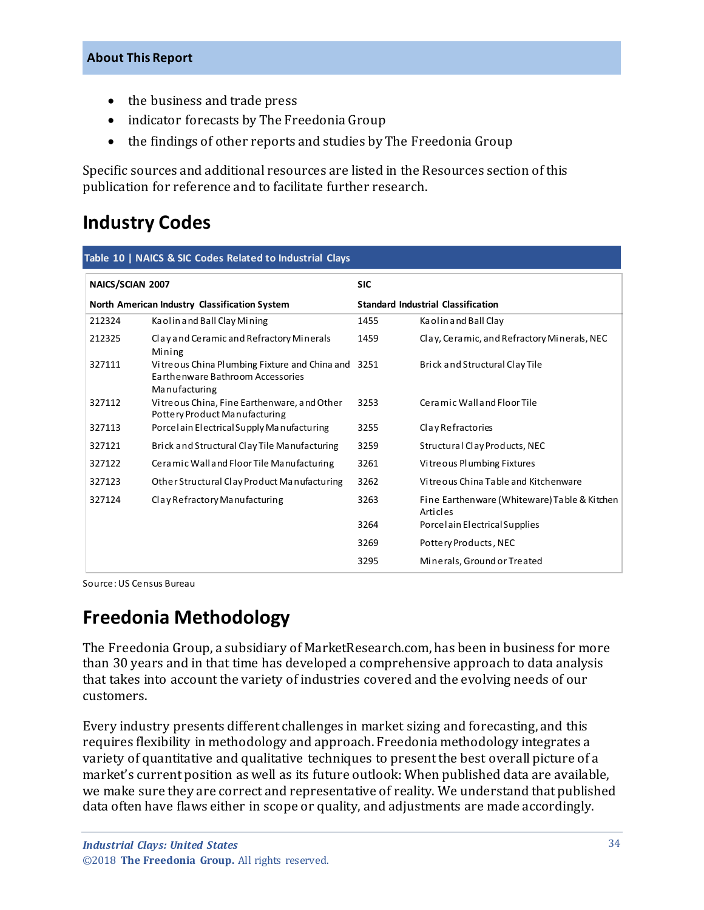## About This Report

- the business and trade press
- indicator forecasts by The Freedonia Group
- the findings of other reports and studies by The Freedonia Group

Specific sources and additional resources are listed in the Resources section of this publication for reference and to facilitate further research.

# Industry Codes

**Table 10 | NAICS & SIC Codes Related to Industrial Clays**

| NAICS/SCIAN 2007 | | SIC | |
|---|---|---|---|
| **North American Industry Classification System** | | **Standard Industrial Classification** | |
| 212324 | Kaolin and Ball Clay Mining | 1455 | Kaolin and Ball Clay |
| 212325 | Clay and Ceramic and Refractory Minerals Mining | 1459 | Clay, Ceramic, and Refractory Minerals, NEC |
| 327111 | Vitreous China Plumbing Fixture and China and Earthenware Bathroom Accessories Manufacturing | 3251 | Brick and Structural Clay Tile |
| 327112 | Vitreous China, Fine Earthenware, and Other Pottery Product Manufacturing | 3253 | Ceramic Wall and Floor Tile |
| 327113 | Porcelain Electrical Supply Manufacturing | 3255 | Clay Refractories |
| 327121 | Brick and Structural Clay Tile Manufacturing | 3259 | Structural Clay Products, NEC |
| 327122 | Ceramic Wall and Floor Tile Manufacturing | 3261 | Vitreous Plumbing Fixtures |
| 327123 | Other Structural Clay Product Manufacturing | 3262 | Vitreous China Table and Kitchenware |
| 327124 | Clay Refractory Manufacturing | 3263 | Fine Earthenware (Whiteware) Table & Kitchen Articles |
| | | 3264 | Porcelain Electrical Supplies |
| | | 3269 | Pottery Products, NEC |
| | | 3295 | Minerals, Ground or Treated |

Source: US Census Bureau

# Freedonia Methodology

The Freedonia Group, a subsidiary of MarketResearch.com, has been in business for more than 30 years and in that time has developed a comprehensive approach to data analysis that takes into account the variety of industries covered and the evolving needs of our customers.

Every industry presents different challenges in market sizing and forecasting, and this requires flexibility in methodology and approach. Freedonia methodology integrates a variety of quantitative and qualitative techniques to present the best overall picture of a market's current position as well as its future outlook: When published data are available, we make sure they are correct and representative of reality. We understand that published data often have flaws either in scope or quality, and adjustments are made accordingly.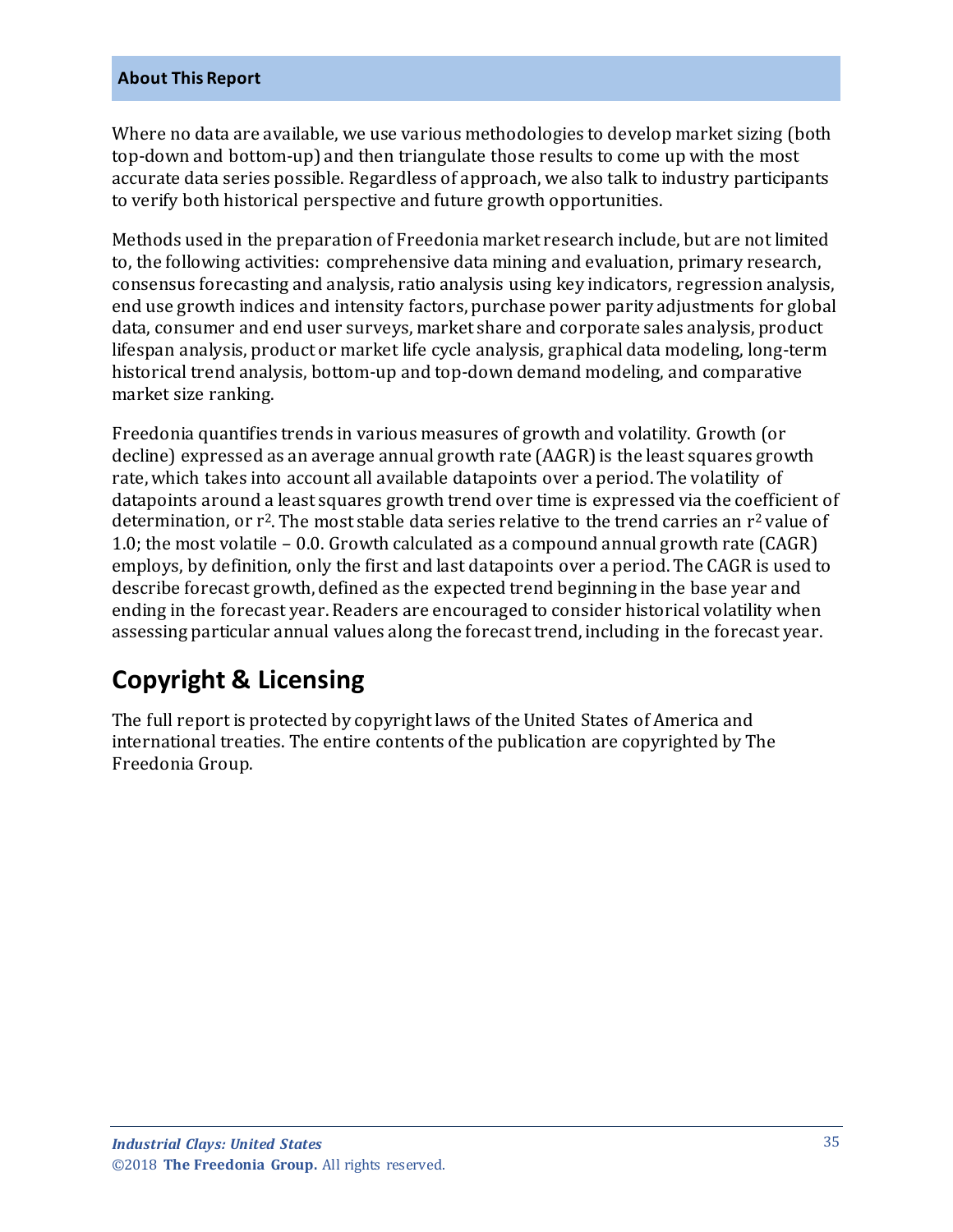**About This Report**

Where no data are available, we use various methodologies to develop market sizing (both top-down and bottom-up) and then triangulate those results to come up with the most accurate data series possible. Regardless of approach, we also talk to industry participants to verify both historical perspective and future growth opportunities.

Methods used in the preparation of Freedonia market research include, but are not limited to, the following activities: comprehensive data mining and evaluation, primary research, consensus forecasting and analysis, ratio analysis using key indicators, regression analysis, end use growth indices and intensity factors, purchase power parity adjustments for global data, consumer and end user surveys, market share and corporate sales analysis, product lifespan analysis, product or market life cycle analysis, graphical data modeling, long-term historical trend analysis, bottom-up and top-down demand modeling, and comparative market size ranking.

Freedonia quantifies trends in various measures of growth and volatility. Growth (or decline) expressed as an average annual growth rate (AAGR) is the least squares growth rate, which takes into account all available datapoints over a period. The volatility of datapoints around a least squares growth trend over time is expressed via the coefficient of determination, or $r^2$. The most stable data series relative to the trend carries an $r^2$ value of 1.0; the most volatile – 0.0. Growth calculated as a compound annual growth rate (CAGR) employs, by definition, only the first and last datapoints over a period. The CAGR is used to describe forecast growth, defined as the expected trend beginning in the base year and ending in the forecast year. Readers are encouraged to consider historical volatility when assessing particular annual values along the forecast trend, including in the forecast year.

## Copyright & Licensing

The full report is protected by copyright laws of the United States of America and international treaties. The entire contents of the publication are copyrighted by The Freedonia Group.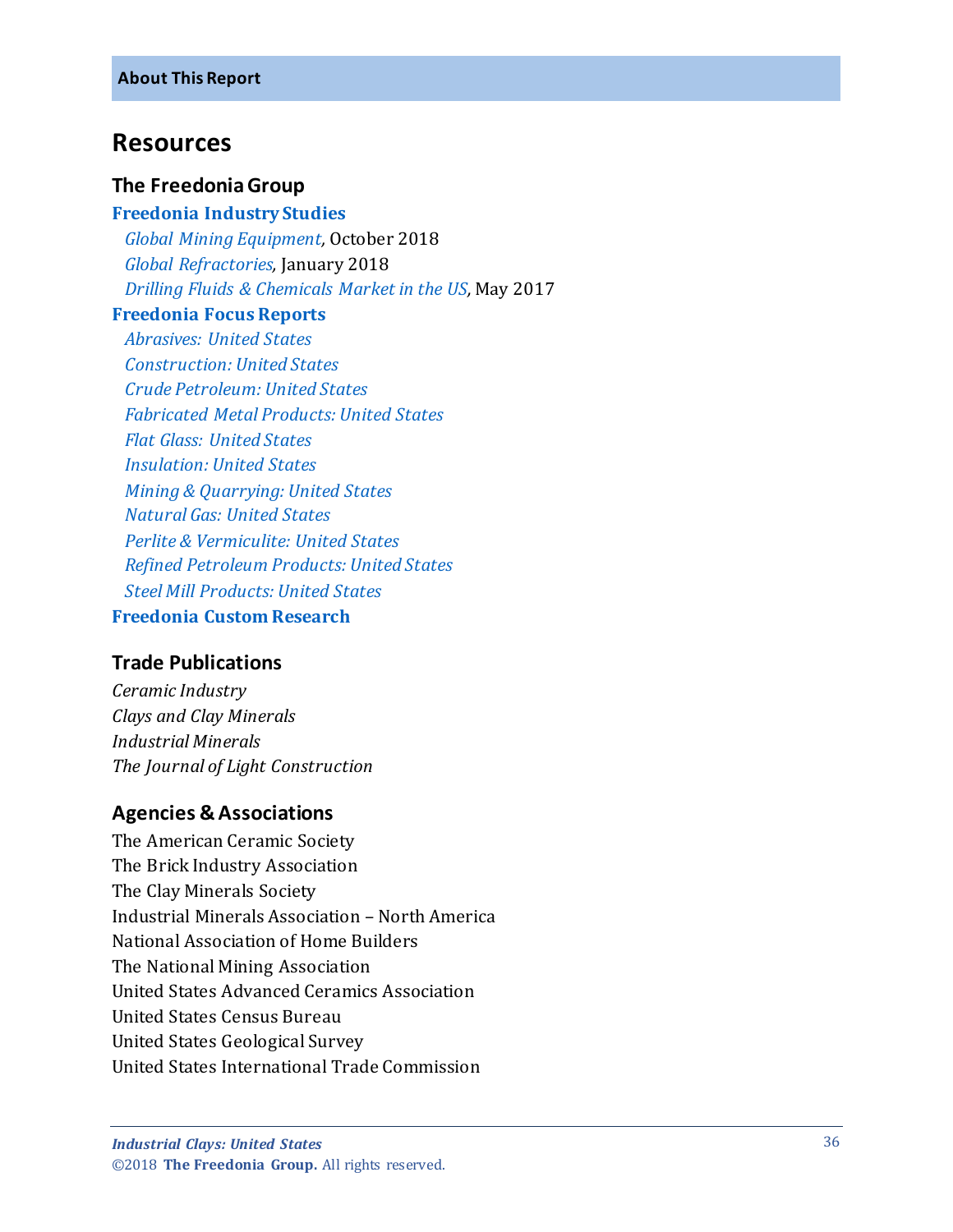**About This Report**

# Resources

## The Freedonia Group

**Freedonia Industry Studies**

*Global Mining Equipment*, October 2018
*Global Refractories*, January 2018
*Drilling Fluids & Chemicals Market in the US*, May 2017

**Freedonia Focus Reports**

*Abrasives: United States*
*Construction: United States*
*Crude Petroleum: United States*
*Fabricated Metal Products: United States*
*Flat Glass: United States*
*Insulation: United States*
*Mining & Quarrying: United States*
*Natural Gas: United States*
*Perlite & Vermiculite: United States*
*Refined Petroleum Products: United States*
*Steel Mill Products: United States*

**Freedonia Custom Research**

## Trade Publications

*Ceramic Industry*
*Clays and Clay Minerals*
*Industrial Minerals*
*The Journal of Light Construction*

## Agencies & Associations

The American Ceramic Society
The Brick Industry Association
The Clay Minerals Society
Industrial Minerals Association – North America
National Association of Home Builders
The National Mining Association
United States Advanced Ceramics Association
United States Census Bureau
United States Geological Survey
United States International Trade Commission